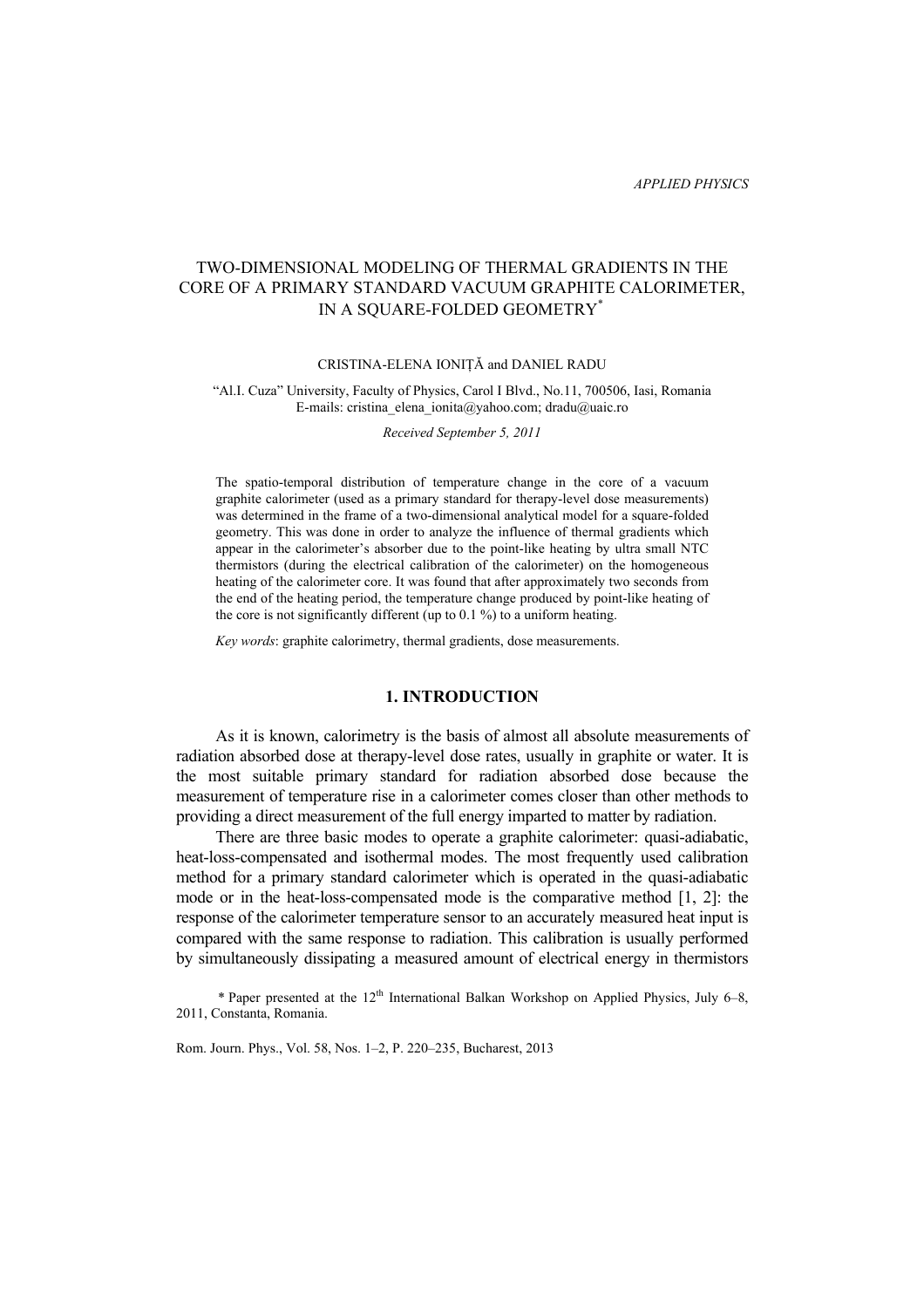APPLIED PHYSICS

# TWO-DIMENSIONAL MODELING OF THERMAL GRADIENTS IN THE CORE OF A PRIMARY STANDARD VACUUM GRAPHITE CALORIMETER, IN A SQUARE-FOLDED GEOMETRY*

CRISTINA-ELENA IONIȚĂ and DANIEL RADU

"Al.I. Cuza" University, Faculty of Physics, Carol I Blvd., No.11, 700506, Iasi, Romania
E-mails: cristina_elena_ionita@yahoo.com; dradu@uaic.ro

*Received September 5, 2011*

The spatio-temporal distribution of temperature change in the core of a vacuum graphite calorimeter (used as a primary standard for therapy-level dose measurements) was determined in the frame of a two-dimensional analytical model for a square-folded geometry. This was done in order to analyze the influence of thermal gradients which appear in the calorimeter's absorber due to the point-like heating by ultra small NTC thermistors (during the electrical calibration of the calorimeter) on the homogeneous heating of the calorimeter core. It was found that after approximately two seconds from the end of the heating period, the temperature change produced by point-like heating of the core is not significantly different (up to 0.1 %) to a uniform heating.

*Key words*: graphite calorimetry, thermal gradients, dose measurements.

## 1. INTRODUCTION

As it is known, calorimetry is the basis of almost all absolute measurements of radiation absorbed dose at therapy-level dose rates, usually in graphite or water. It is the most suitable primary standard for radiation absorbed dose because the measurement of temperature rise in a calorimeter comes closer than other methods to providing a direct measurement of the full energy imparted to matter by radiation.

There are three basic modes to operate a graphite calorimeter: quasi-adiabatic, heat-loss-compensated and isothermal modes. The most frequently used calibration method for a primary standard calorimeter which is operated in the quasi-adiabatic mode or in the heat-loss-compensated mode is the comparative method [1, 2]: the response of the calorimeter temperature sensor to an accurately measured heat input is compared with the same response to radiation. This calibration is usually performed by simultaneously dissipating a measured amount of electrical energy in thermistors

\* Paper presented at the 12th International Balkan Workshop on Applied Physics, July 6–8, 2011, Constanta, Romania.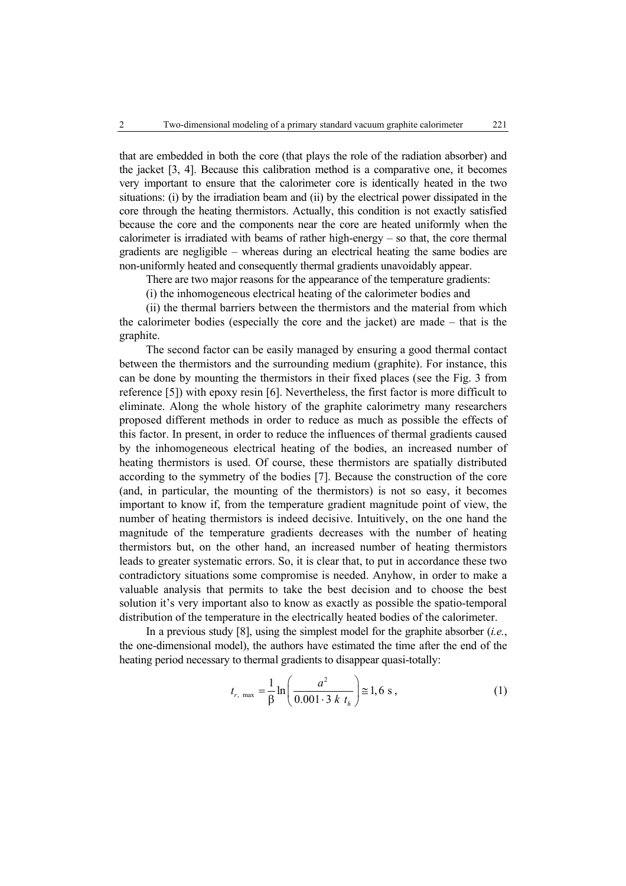that are embedded in both the core (that plays the role of the radiation absorber) and the jacket [3, 4]. Because this calibration method is a comparative one, it becomes very important to ensure that the calorimeter core is identically heated in the two situations: (i) by the irradiation beam and (ii) by the electrical power dissipated in the core through the heating thermistors. Actually, this condition is not exactly satisfied because the core and the components near the core are heated uniformly when the calorimeter is irradiated with beams of rather high-energy – so that, the core thermal gradients are negligible – whereas during an electrical heating the same bodies are non-uniformly heated and consequently thermal gradients unavoidably appear.

There are two major reasons for the appearance of the temperature gradients:

(i) the inhomogeneous electrical heating of the calorimeter bodies and

(ii) the thermal barriers between the thermistors and the material from which the calorimeter bodies (especially the core and the jacket) are made – that is the graphite.

The second factor can be easily managed by ensuring a good thermal contact between the thermistors and the surrounding medium (graphite). For instance, this can be done by mounting the thermistors in their fixed places (see the Fig. 3 from reference [5]) with epoxy resin [6]. Nevertheless, the first factor is more difficult to eliminate. Along the whole history of the graphite calorimetry many researchers proposed different methods in order to reduce as much as possible the effects of this factor. In present, in order to reduce the influences of thermal gradients caused by the inhomogeneous electrical heating of the bodies, an increased number of heating thermistors is used. Of course, these thermistors are spatially distributed according to the symmetry of the bodies [7]. Because the construction of the core (and, in particular, the mounting of the thermistors) is not so easy, it becomes important to know if, from the temperature gradient magnitude point of view, the number of heating thermistors is indeed decisive. Intuitively, on the one hand the magnitude of the temperature gradients decreases with the number of heating thermistors but, on the other hand, an increased number of heating thermistors leads to greater systematic errors. So, it is clear that, to put in accordance these two contradictory situations some compromise is needed. Anyhow, in order to make a valuable analysis that permits to take the best decision and to choose the best solution it's very important also to know as exactly as possible the spatio-temporal distribution of the temperature in the electrically heated bodies of the calorimeter.

In a previous study [8], using the simplest model for the graphite absorber (*i.e.*, the one-dimensional model), the authors have estimated the time after the end of the heating period necessary to thermal gradients to disappear quasi-totally:

$$t_{r,\ \max} = \frac{1}{\beta} \ln\left( \frac{a^2}{0.001 \cdot 3\ k\ t_h} \right) \cong 1{,}6\ \text{s}\,, \tag{1}$$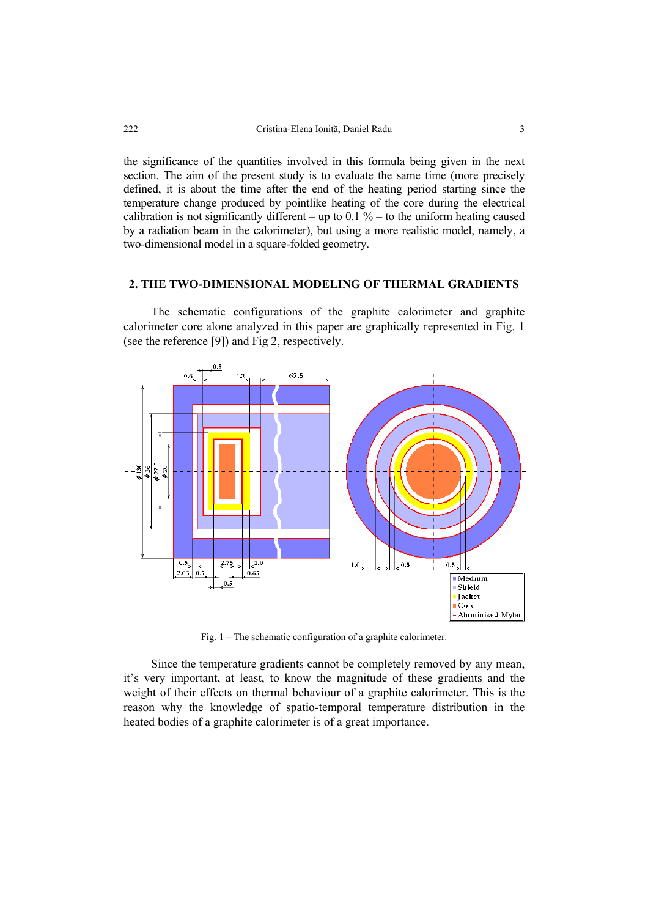the significance of the quantities involved in this formula being given in the next section. The aim of the present study is to evaluate the same time (more precisely defined, it is about the time after the end of the heating period starting since the temperature change produced by pointlike heating of the core during the electrical calibration is not significantly different – up to 0.1 % – to the uniform heating caused by a radiation beam in the calorimeter), but using a more realistic model, namely, a two-dimensional model in a square-folded geometry.

## 2. THE TWO-DIMENSIONAL MODELING OF THERMAL GRADIENTS

The schematic configurations of the graphite calorimeter and graphite calorimeter core alone analyzed in this paper are graphically represented in Fig. 1 (see the reference [9]) and Fig 2, respectively.

Fig. 1 – The schematic configuration of a graphite calorimeter.

Since the temperature gradients cannot be completely removed by any mean, it's very important, at least, to know the magnitude of these gradients and the weight of their effects on thermal behaviour of a graphite calorimeter. This is the reason why the knowledge of spatio-temporal temperature distribution in the heated bodies of a graphite calorimeter is of a great importance.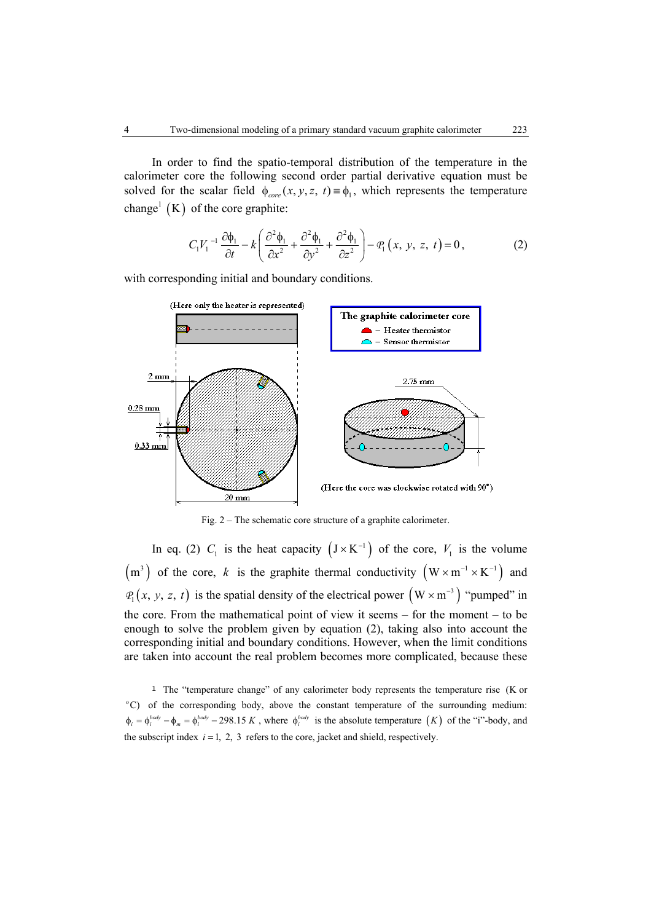In order to find the spatio-temporal distribution of the temperature in the calorimeter core the following second order partial derivative equation must be solved for the scalar field $\phi_{core}(x, y, z, t) \equiv \phi_1$, which represents the temperature change[1] $(\mathrm{K})$ of the core graphite:

$$C_1 V_1^{-1} \frac{\partial \phi_1}{\partial t} - k\left(\frac{\partial^2 \phi_1}{\partial x^2} + \frac{\partial^2 \phi_1}{\partial y^2} + \frac{\partial^2 \phi_1}{\partial z^2}\right) - \mathcal{P}_1(x, y, z, t) = 0, \tag{2}$$

with corresponding initial and boundary conditions.

(Here only the heater is represented)

The graphite calorimeter core
- Heater thermistor
- Sensor thermistor

2 mm

0.28 mm

0.33 mm

20 mm

2.75 mm

(Here the core was clockwise rotated with 90°)

Fig. 2 – The schematic core structure of a graphite calorimeter.

In eq. (2) $C_1$ is the heat capacity $\left(\mathrm{J} \times \mathrm{K}^{-1}\right)$ of the core, $V_1$ is the volume $\left(\mathrm{m}^3\right)$ of the core, $k$ is the graphite thermal conductivity $\left(\mathrm{W} \times \mathrm{m}^{-1} \times \mathrm{K}^{-1}\right)$ and $\mathcal{P}_1(x, y, z, t)$ is the spatial density of the electrical power $\left(\mathrm{W} \times \mathrm{m}^{-3}\right)$ "pumped" in the core. From the mathematical point of view it seems – for the moment – to be enough to solve the problem given by equation (2), taking also into account the corresponding initial and boundary conditions. However, when the limit conditions are taken into account the real problem becomes more complicated, because these

[1] The "temperature change" of any calorimeter body represents the temperature rise (K or °C) of the corresponding body, above the constant temperature of the surrounding medium: $\phi_i = \phi_i^{body} - \phi_m = \phi_i^{body} - 298.15\ K$, where $\phi_i^{body}$ is the absolute temperature $(K)$ of the "i"-body, and the subscript index $i = 1,\ 2,\ 3$ refers to the core, jacket and shield, respectively.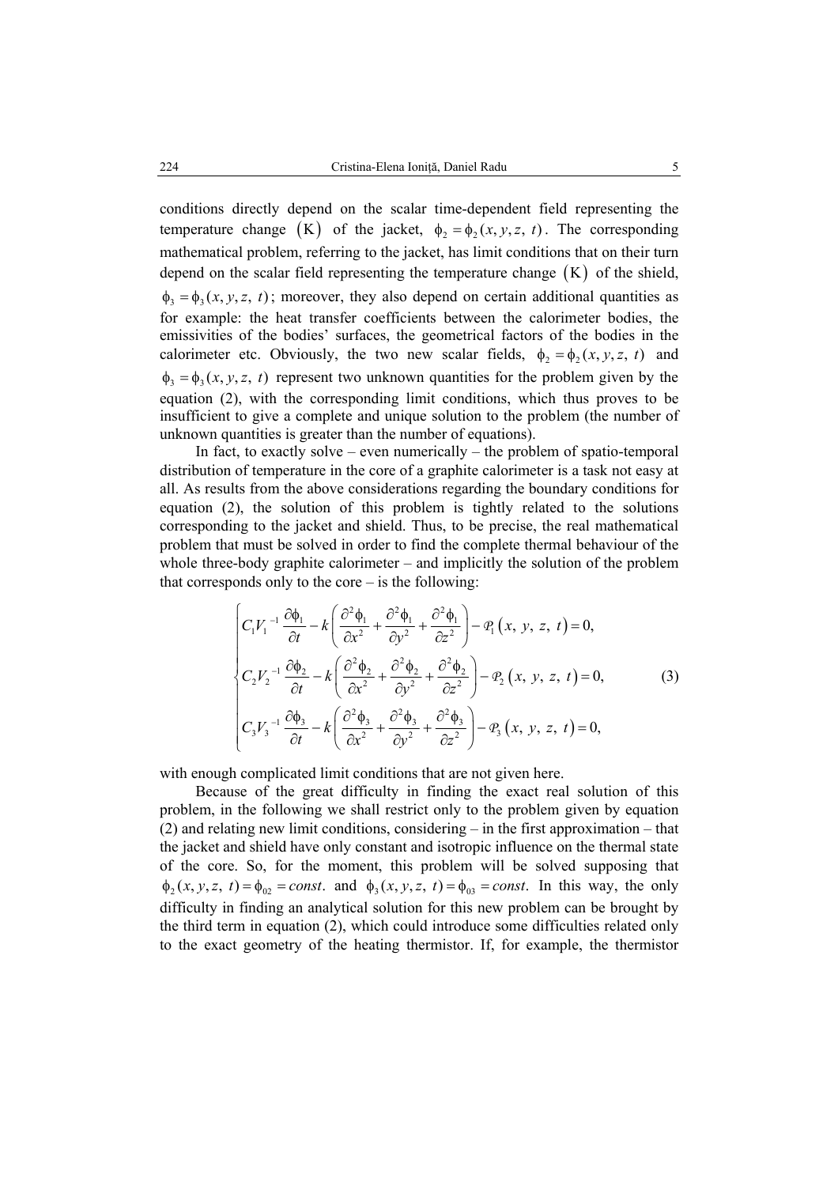conditions directly depend on the scalar time-dependent field representing the temperature change $(\mathrm{K})$ of the jacket, $\phi_2 = \phi_2(x, y, z, t)$. The corresponding mathematical problem, referring to the jacket, has limit conditions that on their turn depend on the scalar field representing the temperature change $(\mathrm{K})$ of the shield, $\phi_3 = \phi_3(x, y, z, t)$; moreover, they also depend on certain additional quantities as for example: the heat transfer coefficients between the calorimeter bodies, the emissivities of the bodies' surfaces, the geometrical factors of the bodies in the calorimeter etc. Obviously, the two new scalar fields, $\phi_2 = \phi_2(x, y, z, t)$ and $\phi_3 = \phi_3(x, y, z, t)$ represent two unknown quantities for the problem given by the equation (2), with the corresponding limit conditions, which thus proves to be insufficient to give a complete and unique solution to the problem (the number of unknown quantities is greater than the number of equations).

In fact, to exactly solve – even numerically – the problem of spatio-temporal distribution of temperature in the core of a graphite calorimeter is a task not easy at all. As results from the above considerations regarding the boundary conditions for equation (2), the solution of this problem is tightly related to the solutions corresponding to the jacket and shield. Thus, to be precise, the real mathematical problem that must be solved in order to find the complete thermal behaviour of the whole three-body graphite calorimeter – and implicitly the solution of the problem that corresponds only to the core – is the following:

$$
\begin{cases}
C_1 V_1^{-1} \dfrac{\partial \phi_1}{\partial t} - k\left(\dfrac{\partial^2 \phi_1}{\partial x^2} + \dfrac{\partial^2 \phi_1}{\partial y^2} + \dfrac{\partial^2 \phi_1}{\partial z^2}\right) - \mathcal{P}_1(x,\ y,\ z,\ t) = 0, \\[2ex]
C_2 V_2^{-1} \dfrac{\partial \phi_2}{\partial t} - k\left(\dfrac{\partial^2 \phi_2}{\partial x^2} + \dfrac{\partial^2 \phi_2}{\partial y^2} + \dfrac{\partial^2 \phi_2}{\partial z^2}\right) - \mathcal{P}_2(x,\ y,\ z,\ t) = 0, \\[2ex]
C_3 V_3^{-1} \dfrac{\partial \phi_3}{\partial t} - k\left(\dfrac{\partial^2 \phi_3}{\partial x^2} + \dfrac{\partial^2 \phi_3}{\partial y^2} + \dfrac{\partial^2 \phi_3}{\partial z^2}\right) - \mathcal{P}_3(x,\ y,\ z,\ t) = 0,
\end{cases}
\tag{3}
$$

with enough complicated limit conditions that are not given here.

Because of the great difficulty in finding the exact real solution of this problem, in the following we shall restrict only to the problem given by equation (2) and relating new limit conditions, considering – in the first approximation – that the jacket and shield have only constant and isotropic influence on the thermal state of the core. So, for the moment, this problem will be solved supposing that $\phi_2(x, y, z, t) = \phi_{02} = const.$ and $\phi_3(x, y, z, t) = \phi_{03} = const.$ In this way, the only difficulty in finding an analytical solution for this new problem can be brought by the third term in equation (2), which could introduce some difficulties related only to the exact geometry of the heating thermistor. If, for example, the thermistor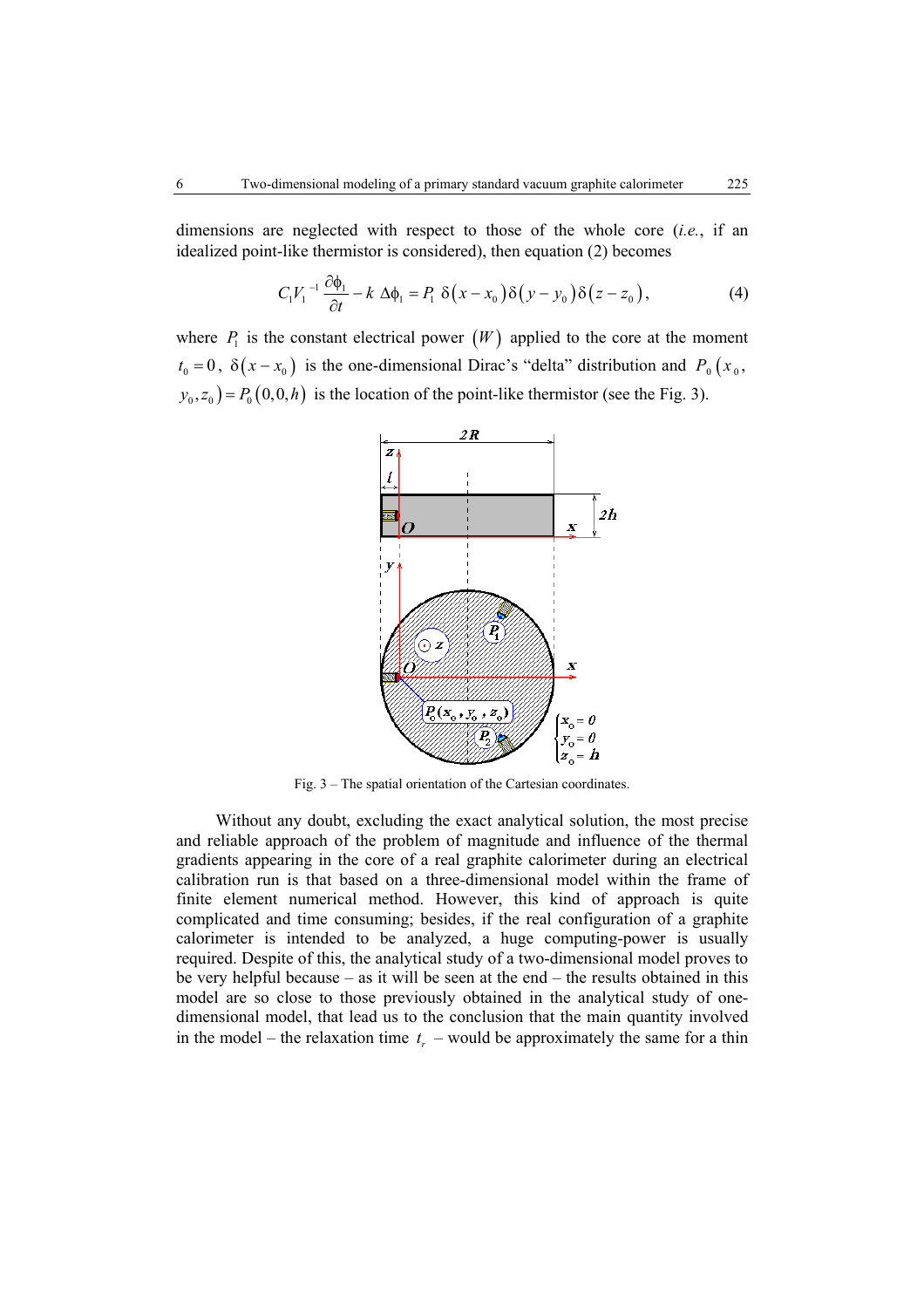dimensions are neglected with respect to those of the whole core (*i.e.*, if an idealized point-like thermistor is considered), then equation (2) becomes

$$C_1 V_1^{-1} \frac{\partial \phi_1}{\partial t} - k \, \Delta\phi_1 = P_1 \, \delta(x - x_0)\delta(y - y_0)\delta(z - z_0), \tag{4}$$

where $P_1$ is the constant electrical power $(W)$ applied to the core at the moment $t_0 = 0$, $\delta(x - x_0)$ is the one-dimensional Dirac's "delta" distribution and $P_0(x_0, y_0, z_0) = P_0(0,0,h)$ is the location of the point-like thermistor (see the Fig. 3).

Fig. 3 – The spatial orientation of the Cartesian coordinates.

Without any doubt, excluding the exact analytical solution, the most precise and reliable approach of the problem of magnitude and influence of the thermal gradients appearing in the core of a real graphite calorimeter during an electrical calibration run is that based on a three-dimensional model within the frame of finite element numerical method. However, this kind of approach is quite complicated and time consuming; besides, if the real configuration of a graphite calorimeter is intended to be analyzed, a huge computing-power is usually required. Despite of this, the analytical study of a two-dimensional model proves to be very helpful because – as it will be seen at the end – the results obtained in this model are so close to those previously obtained in the analytical study of one-dimensional model, that lead us to the conclusion that the main quantity involved in the model – the relaxation time $t_r$ – would be approximately the same for a thin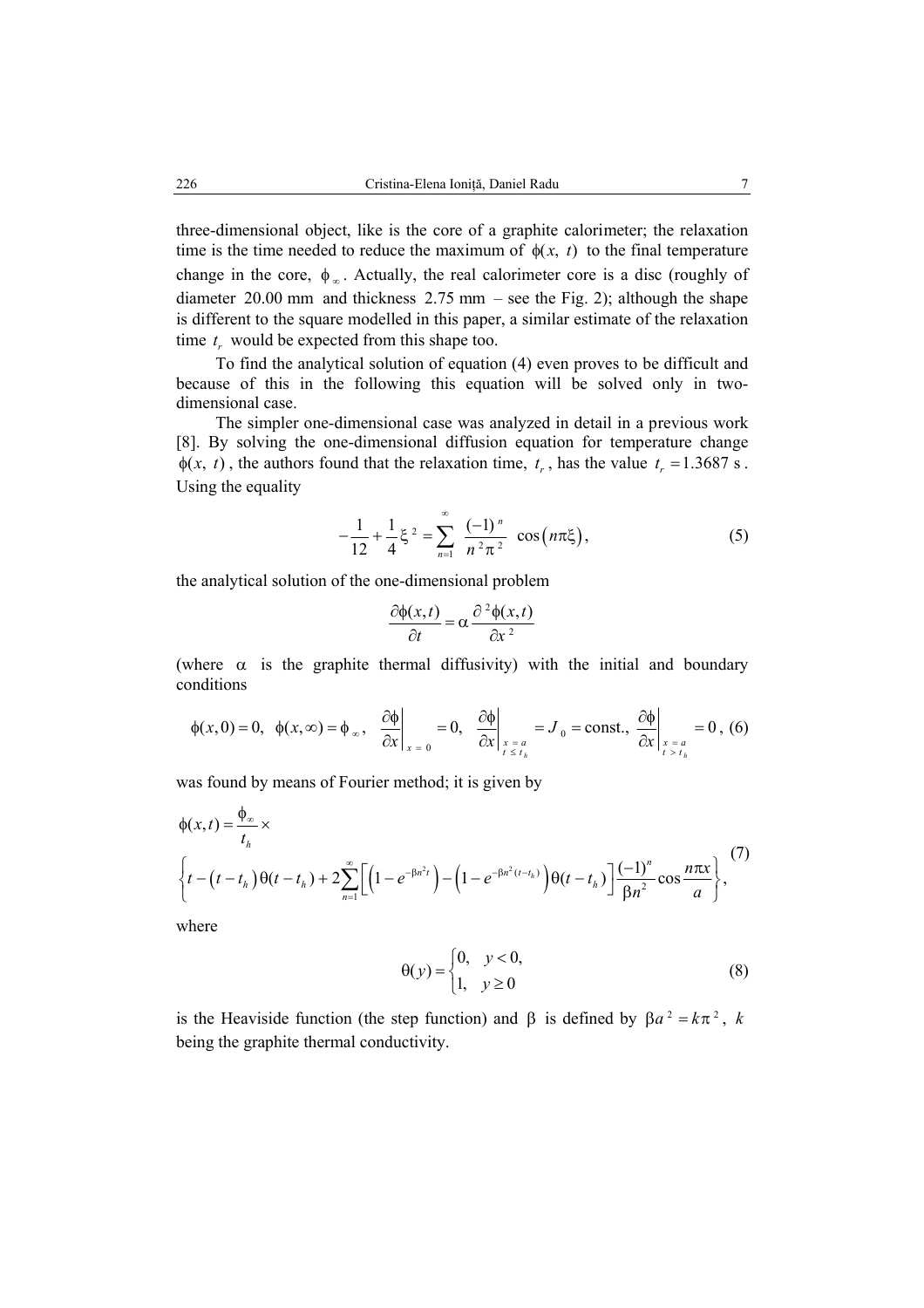three-dimensional object, like is the core of a graphite calorimeter; the relaxation time is the time needed to reduce the maximum of $\phi(x,\ t)$ to the final temperature change in the core, $\phi_{\infty}$. Actually, the real calorimeter core is a disc (roughly of diameter 20.00 mm and thickness 2.75 mm – see the Fig. 2); although the shape is different to the square modelled in this paper, a similar estimate of the relaxation time $t_r$ would be expected from this shape too.

To find the analytical solution of equation (4) even proves to be difficult and because of this in the following this equation will be solved only in two-dimensional case.

The simpler one-dimensional case was analyzed in detail in a previous work [8]. By solving the one-dimensional diffusion equation for temperature change $\phi(x,\ t)$, the authors found that the relaxation time, $t_r$, has the value $t_r = 1.3687$ s. Using the equality

$$-\frac{1}{12}+\frac{1}{4}\xi^{2}=\sum_{n=1}^{\infty}\frac{(-1)^{n}}{n^{2}\pi^{2}}\cos\left(n\pi\xi\right), \tag{5}$$

the analytical solution of the one-dimensional problem

$$\frac{\partial\phi(x,t)}{\partial t}=\alpha\frac{\partial^{2}\phi(x,t)}{\partial x^{2}}$$

(where $\alpha$ is the graphite thermal diffusivity) with the initial and boundary conditions

$$\phi(x,0)=0,\ \ \phi(x,\infty)=\phi_{\infty},\ \ \left.\frac{\partial\phi}{\partial x}\right|_{x=0}=0,\ \ \left.\frac{\partial\phi}{\partial x}\right|_{\substack{x=a\\ t\le t_h}}=J_0=\text{const.},\ \ \left.\frac{\partial\phi}{\partial x}\right|_{\substack{x=a\\ t>t_h}}=0, \tag{6}$$

was found by means of Fourier method; it is given by

$$\phi(x,t)=\frac{\phi_{\infty}}{t_h}\times$$
$$\left\{t-\left(t-t_h\right)\theta(t-t_h)+2\sum_{n=1}^{\infty}\left[\left(1-e^{-\beta n^{2}t}\right)-\left(1-e^{-\beta n^{2}(t-t_h)}\right)\theta(t-t_h)\right]\frac{(-1)^{n}}{\beta n^{2}}\cos\frac{n\pi x}{a}\right\}, \tag{7}$$

where

$$\theta(y)=\begin{cases}0, & y<0,\\ 1, & y\ge 0\end{cases} \tag{8}$$

is the Heaviside function (the step function) and $\beta$ is defined by $\beta a^{2}=k\pi^{2}$, $k$ being the graphite thermal conductivity.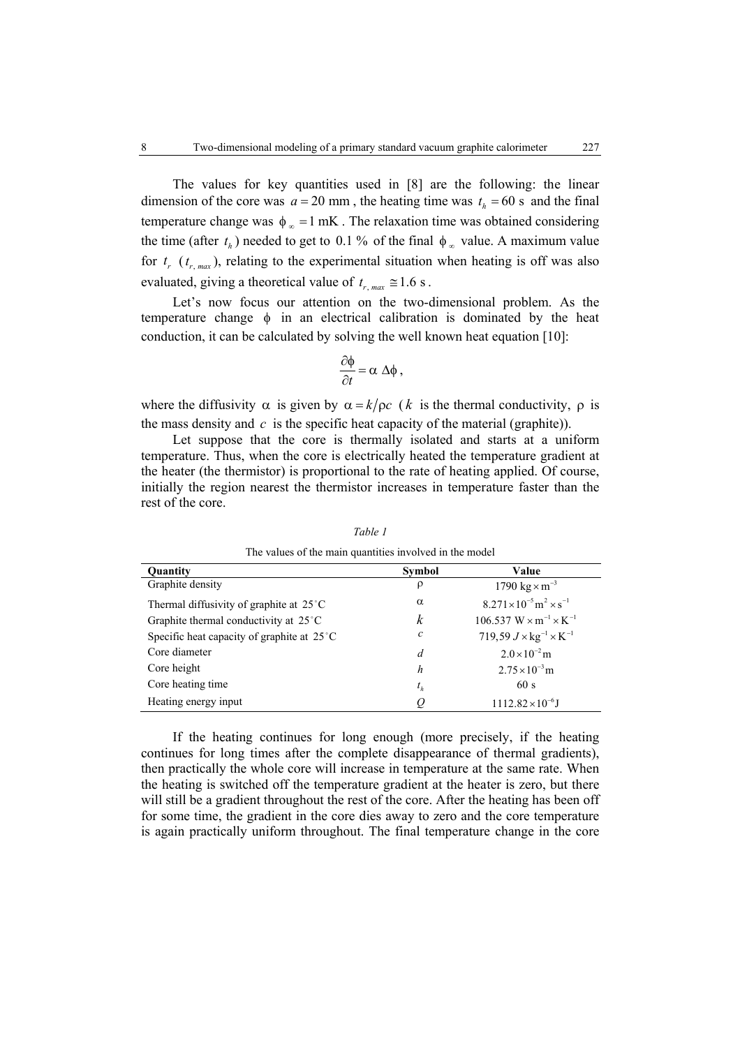The values for key quantities used in [8] are the following: the linear dimension of the core was $a = 20$ mm, the heating time was $t_h = 60$ s and the final temperature change was $\phi_\infty = 1$ mK. The relaxation time was obtained considering the time (after $t_h$) needed to get to 0.1 % of the final $\phi_\infty$ value. A maximum value for $t_r$ ($t_{r,\,max}$), relating to the experimental situation when heating is off was also evaluated, giving a theoretical value of $t_{r,\,max} \cong 1.6$ s.

Let's now focus our attention on the two-dimensional problem. As the temperature change $\phi$ in an electrical calibration is dominated by the heat conduction, it can be calculated by solving the well known heat equation [10]:

$$\frac{\partial \phi}{\partial t} = \alpha \, \Delta \phi \,,$$

where the diffusivity $\alpha$ is given by $\alpha = k/\rho c$ ($k$ is the thermal conductivity, $\rho$ is the mass density and $c$ is the specific heat capacity of the material (graphite)).

Let suppose that the core is thermally isolated and starts at a uniform temperature. Thus, when the core is electrically heated the temperature gradient at the heater (the thermistor) is proportional to the rate of heating applied. Of course, initially the region nearest the thermistor increases in temperature faster than the rest of the core.

*Table 1*

The values of the main quantities involved in the model

| Quantity | Symbol | Value |
|---|---|---|
| Graphite density | $\rho$ | $1790 \text{ kg} \times \text{m}^{-3}$ |
| Thermal diffusivity of graphite at 25°C | $\alpha$ | $8.271 \times 10^{-5} \text{m}^2 \times \text{s}^{-1}$ |
| Graphite thermal conductivity at 25°C | $k$ | $106.537 \text{ W} \times \text{m}^{-1} \times \text{K}^{-1}$ |
| Specific heat capacity of graphite at 25°C | $c$ | $719{,}59 \; J \times \text{kg}^{-1} \times \text{K}^{-1}$ |
| Core diameter | $d$ | $2.0 \times 10^{-2} \text{m}$ |
| Core height | $h$ | $2.75 \times 10^{-3} \text{m}$ |
| Core heating time | $t_h$ | 60 s |
| Heating energy input | $Q$ | $1112.82 \times 10^{-6} \text{J}$ |

If the heating continues for long enough (more precisely, if the heating continues for long times after the complete disappearance of thermal gradients), then practically the whole core will increase in temperature at the same rate. When the heating is switched off the temperature gradient at the heater is zero, but there will still be a gradient throughout the rest of the core. After the heating has been off for some time, the gradient in the core dies away to zero and the core temperature is again practically uniform throughout. The final temperature change in the core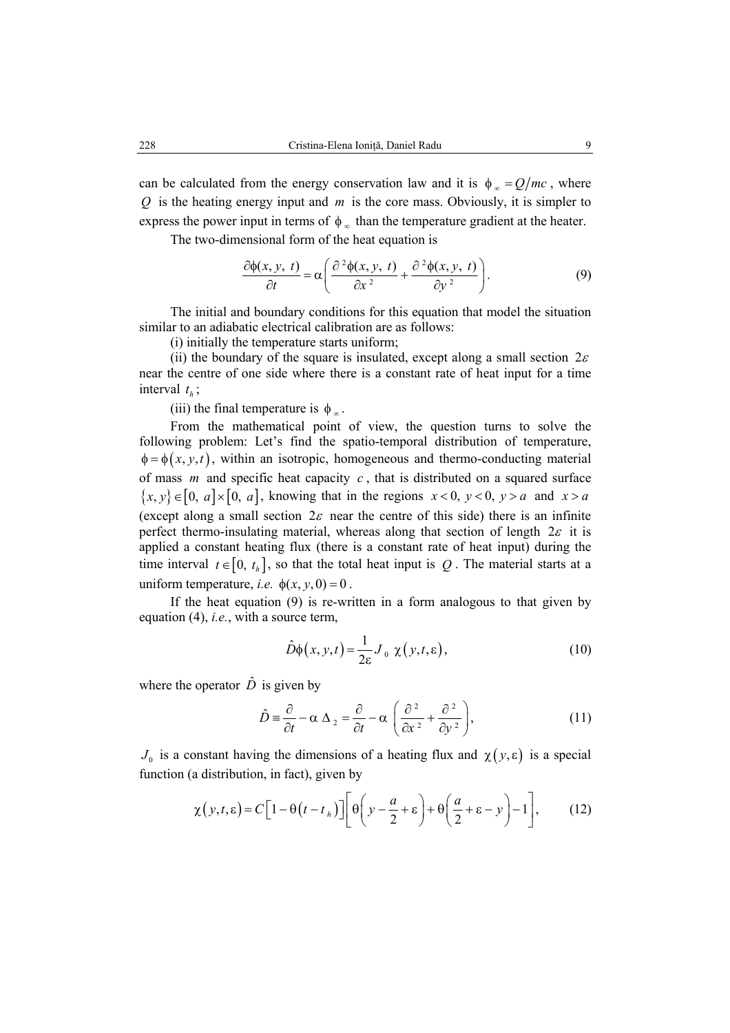can be calculated from the energy conservation law and it is $\phi_{\infty} = Q/mc$, where $Q$ is the heating energy input and $m$ is the core mass. Obviously, it is simpler to express the power input in terms of $\phi_{\infty}$ than the temperature gradient at the heater.

The two-dimensional form of the heat equation is

$$\frac{\partial \phi(x,\, y,\, t)}{\partial t} = \alpha \left( \frac{\partial^2 \phi(x,\, y,\, t)}{\partial x^2} + \frac{\partial^2 \phi(x,\, y,\, t)}{\partial y^2} \right). \tag{9}$$

The initial and boundary conditions for this equation that model the situation similar to an adiabatic electrical calibration are as follows:

(i) initially the temperature starts uniform;

(ii) the boundary of the square is insulated, except along a small section $2\varepsilon$ near the centre of one side where there is a constant rate of heat input for a time interval $t_h$;

(iii) the final temperature is $\phi_{\infty}$.

From the mathematical point of view, the question turns to solve the following problem: Let's find the spatio-temporal distribution of temperature, $\phi = \phi(x, y, t)$, within an isotropic, homogeneous and thermo-conducting material of mass $m$ and specific heat capacity $c$, that is distributed on a squared surface $\{x, y\} \in [0,\, a] \times [0,\, a]$, knowing that in the regions $x < 0,\ y < 0,\ y > a$ and $x > a$ (except along a small section $2\varepsilon$ near the centre of this side) there is an infinite perfect thermo-insulating material, whereas along that section of length $2\varepsilon$ it is applied a constant heating flux (there is a constant rate of heat input) during the time interval $t \in [0,\, t_h]$, so that the total heat input is $Q$. The material starts at a uniform temperature, *i.e.* $\phi(x, y, 0) = 0$.

If the heat equation (9) is re-written in a form analogous to that given by equation (4), *i.e.*, with a source term,

$$\hat{D}\phi(x, y, t) = \frac{1}{2\varepsilon} J_0\, \chi(y, t, \varepsilon), \tag{10}$$

where the operator $\hat{D}$ is given by

$$\hat{D} \equiv \frac{\partial}{\partial t} - \alpha\, \Delta_2 = \frac{\partial}{\partial t} - \alpha \left( \frac{\partial^2}{\partial x^2} + \frac{\partial^2}{\partial y^2} \right), \tag{11}$$

$J_0$ is a constant having the dimensions of a heating flux and $\chi(y, \varepsilon)$ is a special function (a distribution, in fact), given by

$$\chi(y, t, \varepsilon) = C\left[1 - \theta(t - t_h)\right]\left[\theta\left(y - \frac{a}{2} + \varepsilon\right) + \theta\left(\frac{a}{2} + \varepsilon - y\right) - 1\right], \tag{12}$$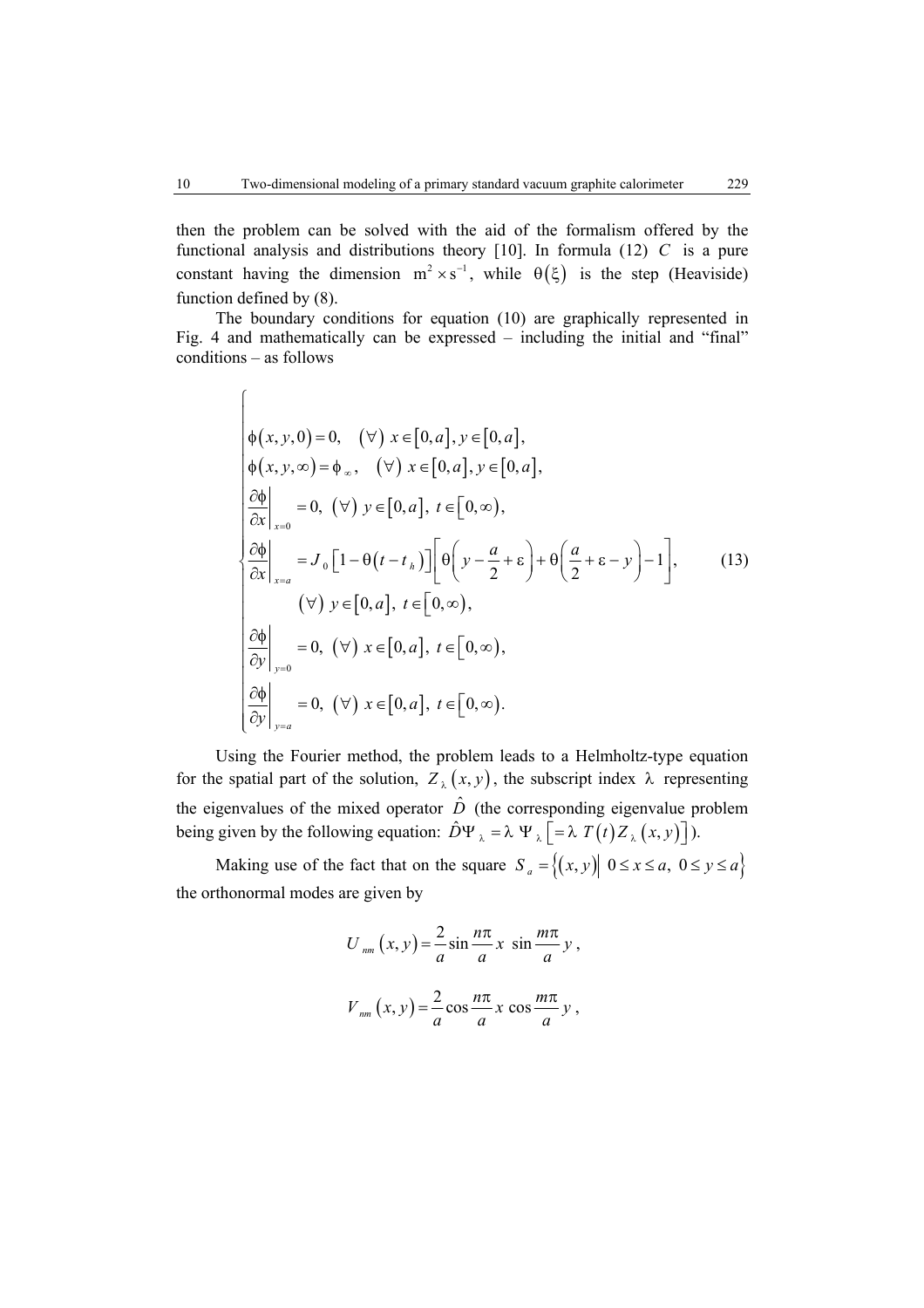then the problem can be solved with the aid of the formalism offered by the functional analysis and distributions theory [10]. In formula (12) $C$ is a pure constant having the dimension $\mathrm{m}^2 \times \mathrm{s}^{-1}$, while $\theta(\xi)$ is the step (Heaviside) function defined by (8).

The boundary conditions for equation (10) are graphically represented in Fig. 4 and mathematically can be expressed – including the initial and "final" conditions – as follows

$$
\begin{cases}
\phi(x,y,0) = 0, \quad (\forall)\ x \in [0,a], y \in [0,a], \\
\phi(x,y,\infty) = \phi_{\infty}, \quad (\forall)\ x \in [0,a], y \in [0,a], \\
\left.\dfrac{\partial \phi}{\partial x}\right|_{x=0} = 0, \ (\forall)\ y \in [0,a],\ t \in [0,\infty), \\
\left.\dfrac{\partial \phi}{\partial x}\right|_{x=a} = J_0 \left[1 - \theta(t - t_h)\right]\left[\theta\left(y - \dfrac{a}{2} + \varepsilon\right) + \theta\left(\dfrac{a}{2} + \varepsilon - y\right) - 1\right], \\
\qquad (\forall)\ y \in [0,a],\ t \in [0,\infty), \\
\left.\dfrac{\partial \phi}{\partial y}\right|_{y=0} = 0, \ (\forall)\ x \in [0,a],\ t \in [0,\infty), \\
\left.\dfrac{\partial \phi}{\partial y}\right|_{y=a} = 0, \ (\forall)\ x \in [0,a],\ t \in [0,\infty).
\end{cases}
\tag{13}
$$

Using the Fourier method, the problem leads to a Helmholtz-type equation for the spatial part of the solution, $Z_{\lambda}(x,y)$, the subscript index $\lambda$ representing the eigenvalues of the mixed operator $\hat{D}$ (the corresponding eigenvalue problem being given by the following equation: $\hat{D}\Psi_{\lambda} = \lambda\ \Psi_{\lambda}\ \left[= \lambda\ T(t) Z_{\lambda}(x,y)\right]$).

Making use of the fact that on the square $S_a = \left\{(x,y) \middle|\ 0 \le x \le a,\ 0 \le y \le a\right\}$ the orthonormal modes are given by

$$
U_{nm}(x,y) = \frac{2}{a} \sin\frac{n\pi}{a}x\ \sin\frac{m\pi}{a}y\,,
$$

$$
V_{nm}(x,y) = \frac{2}{a} \cos\frac{n\pi}{a}x\ \cos\frac{m\pi}{a}y\,,
$$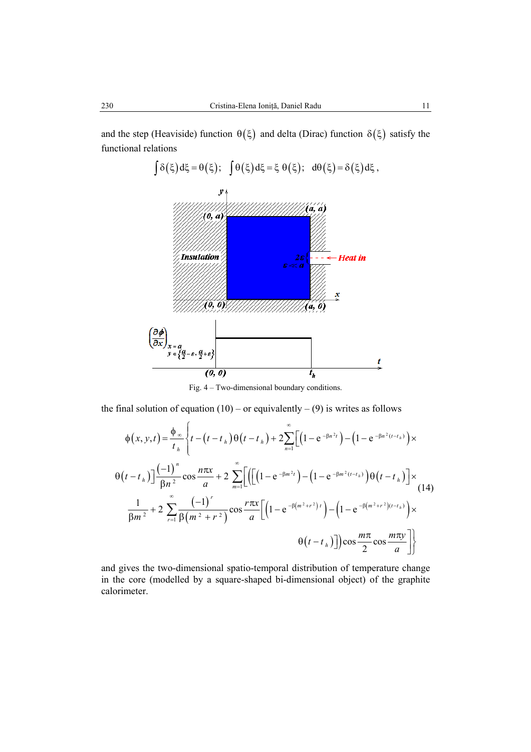and the step (Heaviside) function $\theta(\xi)$ and delta (Dirac) function $\delta(\xi)$ satisfy the functional relations

$$\int \delta(\xi)\,\mathrm{d}\xi = \theta(\xi); \quad \int \theta(\xi)\,\mathrm{d}\xi = \xi\,\theta(\xi); \quad \mathrm{d}\theta(\xi) = \delta(\xi)\,\mathrm{d}\xi,$$

Fig. 4 – Two-dimensional boundary conditions.

the final solution of equation (10) – or equivalently – (9) is writes as follows

$$\phi(x,y,t) = \frac{\phi_\infty}{t_h}\Bigg\{ t - (t - t_h)\theta(t - t_h) + 2\sum_{n=1}^{\infty}\Big[\Big(1 - \mathrm{e}^{-\beta n^2 t}\Big) - \Big(1 - \mathrm{e}^{-\beta n^2 (t - t_h)}\Big)\times$$
$$\theta(t - t_h)\Big]\frac{(-1)^n}{\beta n^2}\cos\frac{n\pi x}{a} + 2\sum_{m=1}^{\infty}\Bigg[\Bigg(\Big[\Big(1 - \mathrm{e}^{-\beta m^2 t}\Big) - \Big(1 - \mathrm{e}^{-\beta m^2 (t - t_h)}\Big)\theta(t - t_h)\Big]\times \tag{14}$$
$$\frac{1}{\beta m^2} + 2\sum_{r=1}^{\infty}\frac{(-1)^r}{\beta(m^2 + r^2)}\cos\frac{r\pi x}{a}\Big[\Big(1 - \mathrm{e}^{-\beta(m^2 + r^2)t}\Big) - \Big(1 - \mathrm{e}^{-\beta(m^2 + r^2)(t - t_h)}\Big)\times$$
$$\theta(t - t_h)\Big]\Bigg)\cos\frac{m\pi}{2}\cos\frac{m\pi y}{a}\Bigg]\Bigg\}$$

and gives the two-dimensional spatio-temporal distribution of temperature change in the core (modelled by a square-shaped bi-dimensional object) of the graphite calorimeter.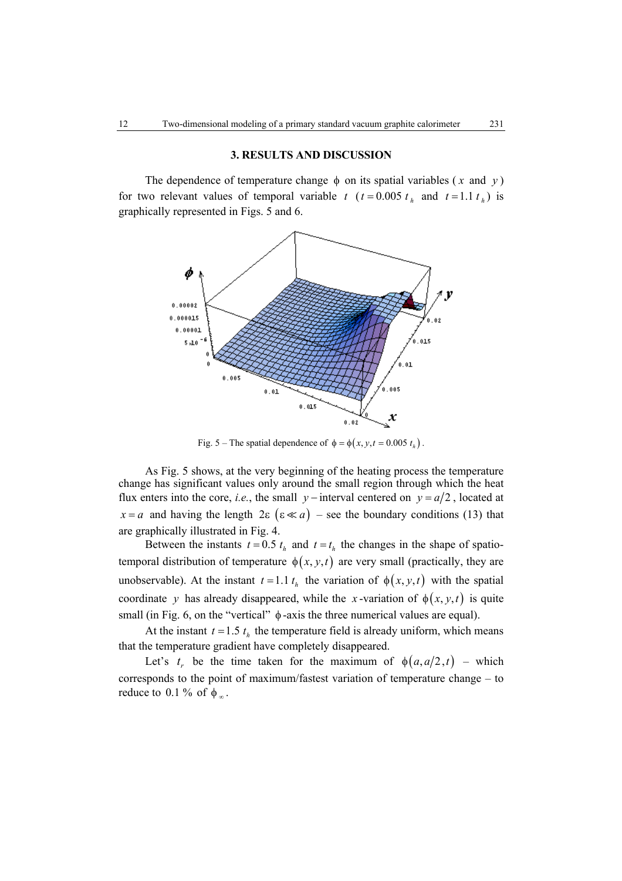### 3. RESULTS AND DISCUSSION

The dependence of temperature change $\phi$ on its spatial variables ($x$ and $y$) for two relevant values of temporal variable $t$ ($t = 0.005\, t_h$ and $t = 1.1\, t_h$) is graphically represented in Figs. 5 and 6.

Fig. 5 – The spatial dependence of $\phi = \phi(x, y, t = 0.005\, t_h)$.

As Fig. 5 shows, at the very beginning of the heating process the temperature change has significant values only around the small region through which the heat flux enters into the core, *i.e.*, the small $y$ – interval centered on $y = a/2$, located at $x = a$ and having the length $2\varepsilon$ $(\varepsilon \ll a)$ – see the boundary conditions (13) that are graphically illustrated in Fig. 4.

Between the instants $t = 0.5\, t_h$ and $t = t_h$ the changes in the shape of spatio-temporal distribution of temperature $\phi(x, y, t)$ are very small (practically, they are unobservable). At the instant $t = 1.1\, t_h$ the variation of $\phi(x, y, t)$ with the spatial coordinate $y$ has already disappeared, while the $x$-variation of $\phi(x, y, t)$ is quite small (in Fig. 6, on the "vertical" $\phi$-axis the three numerical values are equal).

At the instant $t = 1.5\, t_h$ the temperature field is already uniform, which means that the temperature gradient have completely disappeared.

Let's $t_r$ be the time taken for the maximum of $\phi(a, a/2, t)$ – which corresponds to the point of maximum/fastest variation of temperature change – to reduce to $0.1\ \%$ of $\phi_\infty$.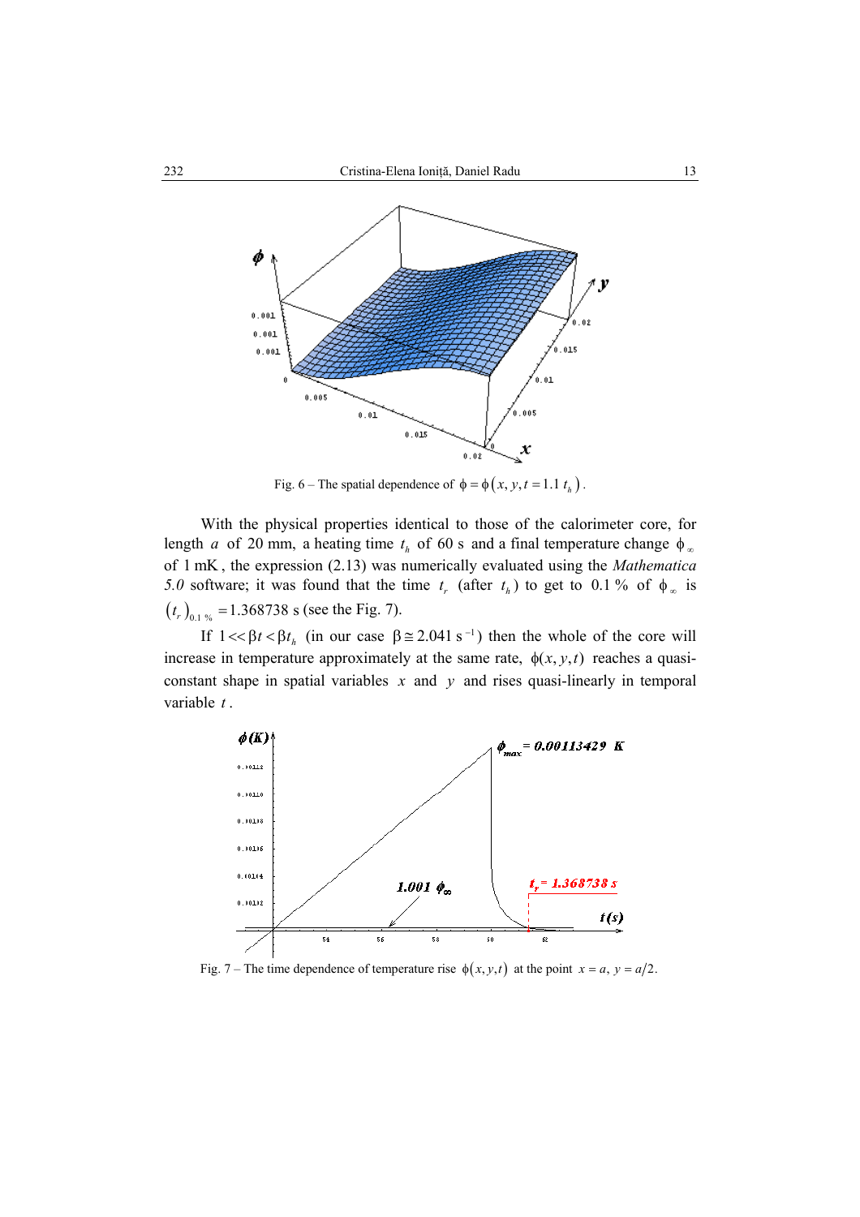Fig. 6 – The spatial dependence of $\phi = \phi\left(x, y, t = 1.1\ t_h\right)$.

With the physical properties identical to those of the calorimeter core, for length $a$ of 20 mm, a heating time $t_h$ of 60 s and a final temperature change $\phi_\infty$ of 1 mK, the expression (2.13) was numerically evaluated using the *Mathematica 5.0* software; it was found that the time $t_r$ (after $t_h$) to get to 0.1 % of $\phi_\infty$ is $\left(t_r\right)_{0.1\ \%} = 1.368738$ s (see the Fig. 7).

If $1 << \beta t < \beta t_h$ (in our case $\beta \cong 2.041\ \mathrm{s}^{-1}$) then the whole of the core will increase in temperature approximately at the same rate, $\phi(x, y, t)$ reaches a quasi-constant shape in spatial variables $x$ and $y$ and rises quasi-linearly in temporal variable $t$.

Fig. 7 – The time dependence of temperature rise $\phi\left(x, y, t\right)$ at the point $x = a,\ y = a/2$.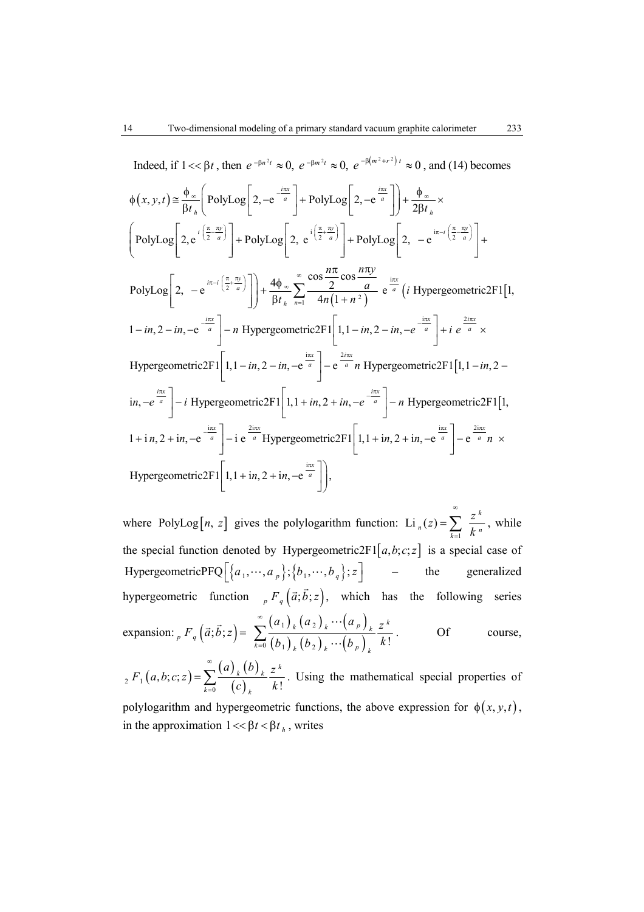Indeed, if $1 << \beta t$, then $e^{-\beta n^2 t} \approx 0,\ e^{-\beta m^2 t} \approx 0,\ e^{-\beta\left(m^2+r^2\right)t} \approx 0$, and (14) becomes

$$
\begin{aligned}
\phi(x,y,t) \cong\ & \frac{\phi_\infty}{\beta t_h}\left(\text{PolyLog}\left[2,-\text{e}^{-\frac{i\pi x}{a}}\right]+\text{PolyLog}\left[2,-\text{e}^{\frac{i\pi x}{a}}\right]\right)+\frac{\phi_\infty}{2\beta t_h}\times \\
& \left(\text{PolyLog}\left[2,\text{e}^{i\left(\frac{\pi}{2}-\frac{\pi y}{a}\right)}\right]+\text{PolyLog}\left[2,\ \text{e}^{\text{i}\left(\frac{\pi}{2}+\frac{\pi y}{a}\right)}\right]+\text{PolyLog}\left[2,\ -\text{e}^{\text{i}\pi-i\left(\frac{\pi}{2}-\frac{\pi y}{a}\right)}\right]+\right. \\
& \left.\text{PolyLog}\left[2,\ -\text{e}^{i\pi-i\left(\frac{\pi}{2}+\frac{\pi y}{a}\right)}\right]\right)+\frac{4\phi_\infty}{\beta t_h}\sum_{n=1}^{\infty}\frac{\cos\frac{n\pi}{2}\cos\frac{n\pi y}{a}}{4n\left(1+n^2\right)}\ \text{e}^{\frac{\text{i}\pi x}{a}}\Big(i\ \text{Hypergeometric2F1}\big[1, \\
& 1-in,2-in,-\text{e}^{-\frac{i\pi x}{a}}\big]-n\ \text{Hypergeometric2F1}\left[1,1-in,2-in,-e^{-\frac{\text{i}\pi x}{a}}\right]+i\ e^{\frac{2i\pi x}{a}}\times \\
& \text{Hypergeometric2F1}\left[1,1-in,2-in,-\text{e}^{\frac{\text{i}\pi x}{a}}\right]-\text{e}^{\frac{2i\pi x}{a}}n\ \text{Hypergeometric2F1}\big[1,1-in,2- \\
& \text{i}n,-e^{\frac{i\pi x}{a}}\big]-i\ \text{Hypergeometric2F1}\left[1,1+in,2+in,-e^{-\frac{i\pi x}{a}}\right]-n\ \text{Hypergeometric2F1}\big[1, \\
& 1+\text{i}n,2+\text{i}n,-\text{e}^{-\frac{\text{i}\pi x}{a}}\big]-\text{i}\ \text{e}^{\frac{2\text{i}\pi x}{a}}\ \text{Hypergeometric2F1}\left[1,1+\text{i}n,2+\text{i}n,-\text{e}^{\frac{\text{i}\pi x}{a}}\right]-\text{e}^{\frac{2\text{i}\pi x}{a}}n\ \times \\
& \text{Hypergeometric2F1}\left[1,1+in,2+\text{i}n,-\text{e}^{\frac{\text{i}\pi x}{a}}\right]\Big),
\end{aligned}
$$

where $\text{PolyLog}[n,\ z]$ gives the polylogarithm function: $\text{Li}_n(z)=\sum_{k=1}^{\infty}\frac{z^k}{k^n}$, while the special function denoted by $\text{Hypergeometric2F1}[a,b;c;z]$ is a special case of $\text{HypergeometricPFQ}\left[\{a_1,\cdots,a_p\};\{b_1,\cdots,b_q\};z\right]$ – the generalized hypergeometric function ${}_pF_q\left(\vec{a};\vec{b};z\right)$, which has the following series expansion: ${}_pF_q\left(\vec{a};\vec{b};z\right)=\sum_{k=0}^{\infty}\frac{(a_1)_k(a_2)_k\cdots(a_p)_k}{(b_1)_k(b_2)_k\cdots(b_p)_k}\frac{z^k}{k!}$. Of course, ${}_2F_1(a,b;c;z)=\sum_{k=0}^{\infty}\frac{(a)_k(b)_k}{(c)_k}\frac{z^k}{k!}$. Using the mathematical special properties of polylogarithm and hypergeometric functions, the above expression for $\phi(x,y,t)$, in the approximation $1 << \beta t < \beta t_h$, writes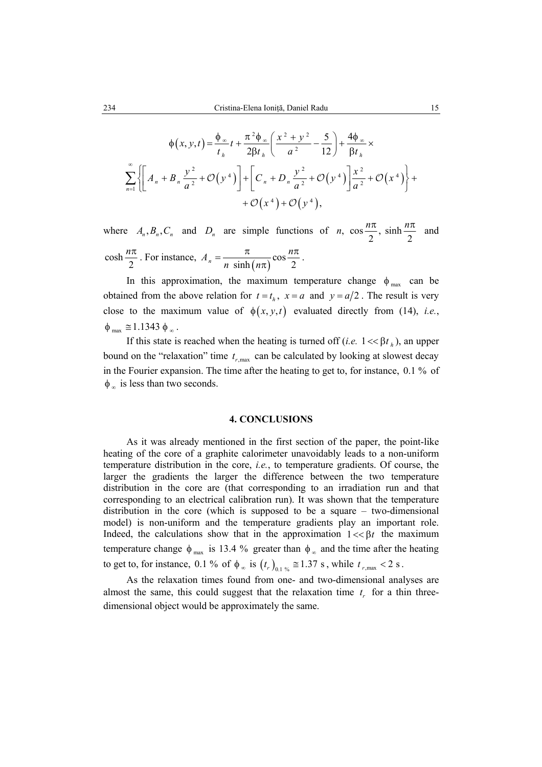$$
\phi(x,y,t) = \frac{\phi_\infty}{t_h} t + \frac{\pi^2 \phi_\infty}{2\beta t_h}\left(\frac{x^2+y^2}{a^2} - \frac{5}{12}\right) + \frac{4\phi_\infty}{\beta t_h} \times
$$

$$
\sum_{n=1}^{\infty} \left\{ \left[ A_n + B_n \frac{y^2}{a^2} + \mathcal{O}\left(y^4\right) \right] + \left[ C_n + D_n \frac{y^2}{a^2} + \mathcal{O}\left(y^4\right) \right] \frac{x^2}{a^2} + \mathcal{O}\left(x^4\right) \right\} +
$$

$$
+ \mathcal{O}\left(x^4\right) + \mathcal{O}\left(y^4\right),
$$

where $A_n, B_n, C_n$ and $D_n$ are simple functions of $n$, $\cos\frac{n\pi}{2}$, $\sinh\frac{n\pi}{2}$ and $\cosh\frac{n\pi}{2}$. For instance, $A_n = \frac{\pi}{n\,\sinh(n\pi)}\cos\frac{n\pi}{2}$.

In this approximation, the maximum temperature change $\phi_{\max}$ can be obtained from the above relation for $t = t_h$, $x = a$ and $y = a/2$. The result is very close to the maximum value of $\phi(x,y,t)$ evaluated directly from (14), *i.e.*, $\phi_{\max} \cong 1.1343\,\phi_\infty$.

If this state is reached when the heating is turned off (*i.e.* $1 << \beta t_h$), an upper bound on the "relaxation" time $t_{r,\max}$ can be calculated by looking at slowest decay in the Fourier expansion. The time after the heating to get to, for instance, $0.1\ \%$ of $\phi_\infty$ is less than two seconds.

## 4. CONCLUSIONS

As it was already mentioned in the first section of the paper, the point-like heating of the core of a graphite calorimeter unavoidably leads to a non-uniform temperature distribution in the core, *i.e.*, to temperature gradients. Of course, the larger the gradients the larger the difference between the two temperature distribution in the core are (that corresponding to an irradiation run and that corresponding to an electrical calibration run). It was shown that the temperature distribution in the core (which is supposed to be a square – two-dimensional model) is non-uniform and the temperature gradients play an important role. Indeed, the calculations show that in the approximation $1 << \beta t$ the maximum temperature change $\phi_{\max}$ is $13.4\ \%$ greater than $\phi_\infty$ and the time after the heating to get to, for instance, $0.1\ \%$ of $\phi_\infty$ is $\left(t_r\right)_{0.1\ \%} \cong 1.37\ \text{s}$, while $t_{r,\max} < 2\ \text{s}$.

As the relaxation times found from one- and two-dimensional analyses are almost the same, this could suggest that the relaxation time $t_r$ for a thin three-dimensional object would be approximately the same.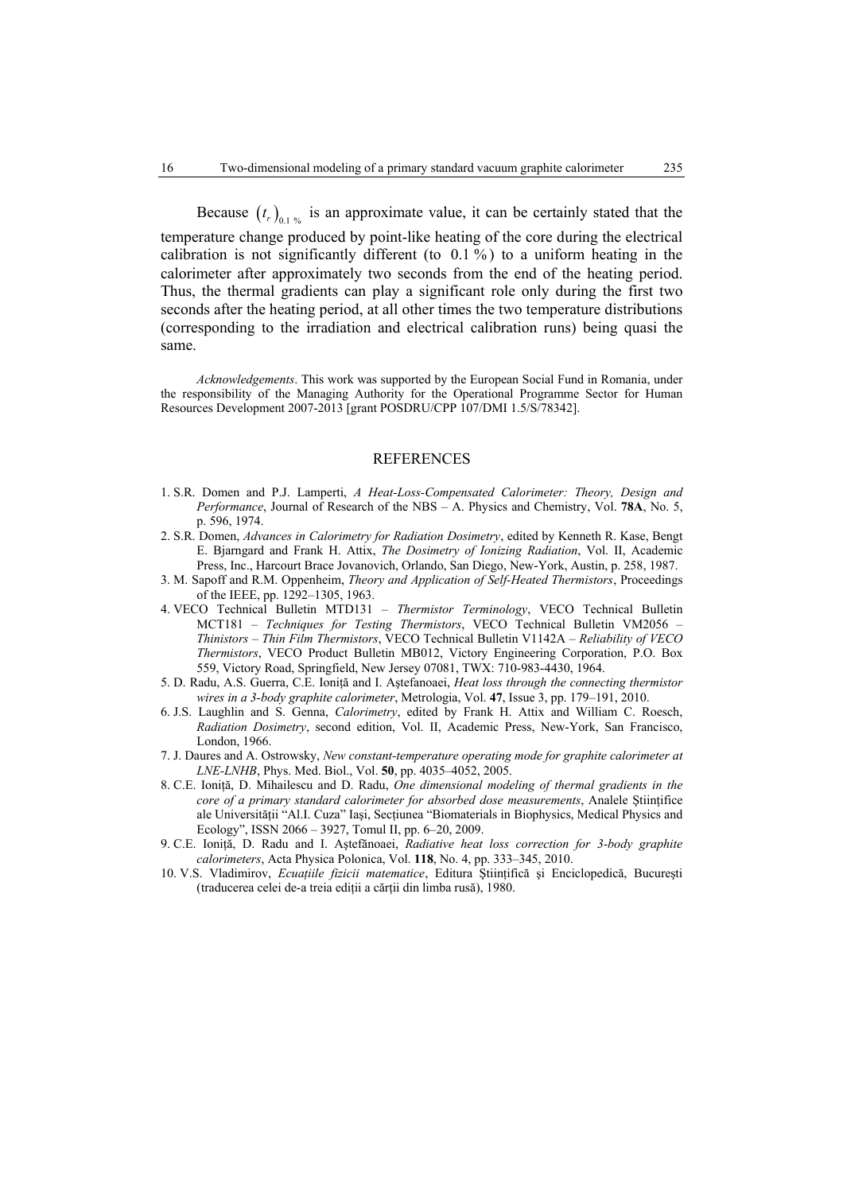Because $(t_r)_{0.1\ \%}$ is an approximate value, it can be certainly stated that the temperature change produced by point-like heating of the core during the electrical calibration is not significantly different (to $0.1\ \%$) to a uniform heating in the calorimeter after approximately two seconds from the end of the heating period. Thus, the thermal gradients can play a significant role only during the first two seconds after the heating period, at all other times the two temperature distributions (corresponding to the irradiation and electrical calibration runs) being quasi the same.

*Acknowledgements*. This work was supported by the European Social Fund in Romania, under the responsibility of the Managing Authority for the Operational Programme Sector for Human Resources Development 2007-2013 [grant POSDRU/CPP 107/DMI 1.5/S/78342].

## REFERENCES

1. S.R. Domen and P.J. Lamperti, *A Heat-Loss-Compensated Calorimeter: Theory, Design and Performance*, Journal of Research of the NBS – A. Physics and Chemistry, Vol. **78A**, No. 5, p. 596, 1974.
2. S.R. Domen, *Advances in Calorimetry for Radiation Dosimetry*, edited by Kenneth R. Kase, Bengt E. Bjarngard and Frank H. Attix, *The Dosimetry of Ionizing Radiation*, Vol. II, Academic Press, Inc., Harcourt Brace Jovanovich, Orlando, San Diego, New-York, Austin, p. 258, 1987.
3. M. Sapoff and R.M. Oppenheim, *Theory and Application of Self-Heated Thermistors*, Proceedings of the IEEE, pp. 1292–1305, 1963.
4. VECO Technical Bulletin MTD131 – *Thermistor Terminology*, VECO Technical Bulletin MCT181 – *Techniques for Testing Thermistors*, VECO Technical Bulletin VM2056 – *Thinistors – Thin Film Thermistors*, VECO Technical Bulletin V1142A – *Reliability of VECO Thermistors*, VECO Product Bulletin MB012, Victory Engineering Corporation, P.O. Box 559, Victory Road, Springfield, New Jersey 07081, TWX: 710-983-4430, 1964.
5. D. Radu, A.S. Guerra, C.E. Ioniţă and I. Aştefanoaei, *Heat loss through the connecting thermistor wires in a 3-body graphite calorimeter*, Metrologia, Vol. **47**, Issue 3, pp. 179–191, 2010.
6. J.S. Laughlin and S. Genna, *Calorimetry*, edited by Frank H. Attix and William C. Roesch, *Radiation Dosimetry*, second edition, Vol. II, Academic Press, New-York, San Francisco, London, 1966.
7. J. Daures and A. Ostrowsky, *New constant-temperature operating mode for graphite calorimeter at LNE-LNHB*, Phys. Med. Biol., Vol. **50**, pp. 4035–4052, 2005.
8. C.E. Ioniţă, D. Mihailescu and D. Radu, *One dimensional modeling of thermal gradients in the core of a primary standard calorimeter for absorbed dose measurements*, Analele Ştiinţifice ale Universităţii "Al.I. Cuza" Iaşi, Secţiunea "Biomaterials in Biophysics, Medical Physics and Ecology", ISSN 2066 – 3927, Tomul II, pp. 6–20, 2009.
9. C.E. Ioniţă, D. Radu and I. Aştefănoaei, *Radiative heat loss correction for 3-body graphite calorimeters*, Acta Physica Polonica, Vol. **118**, No. 4, pp. 333–345, 2010.
10. V.S. Vladimirov, *Ecuaţiile fizicii matematice*, Editura Ştiinţifică şi Enciclopedică, Bucureşti (traducerea celei de-a treia ediţii a cărţii din limba rusă), 1980.